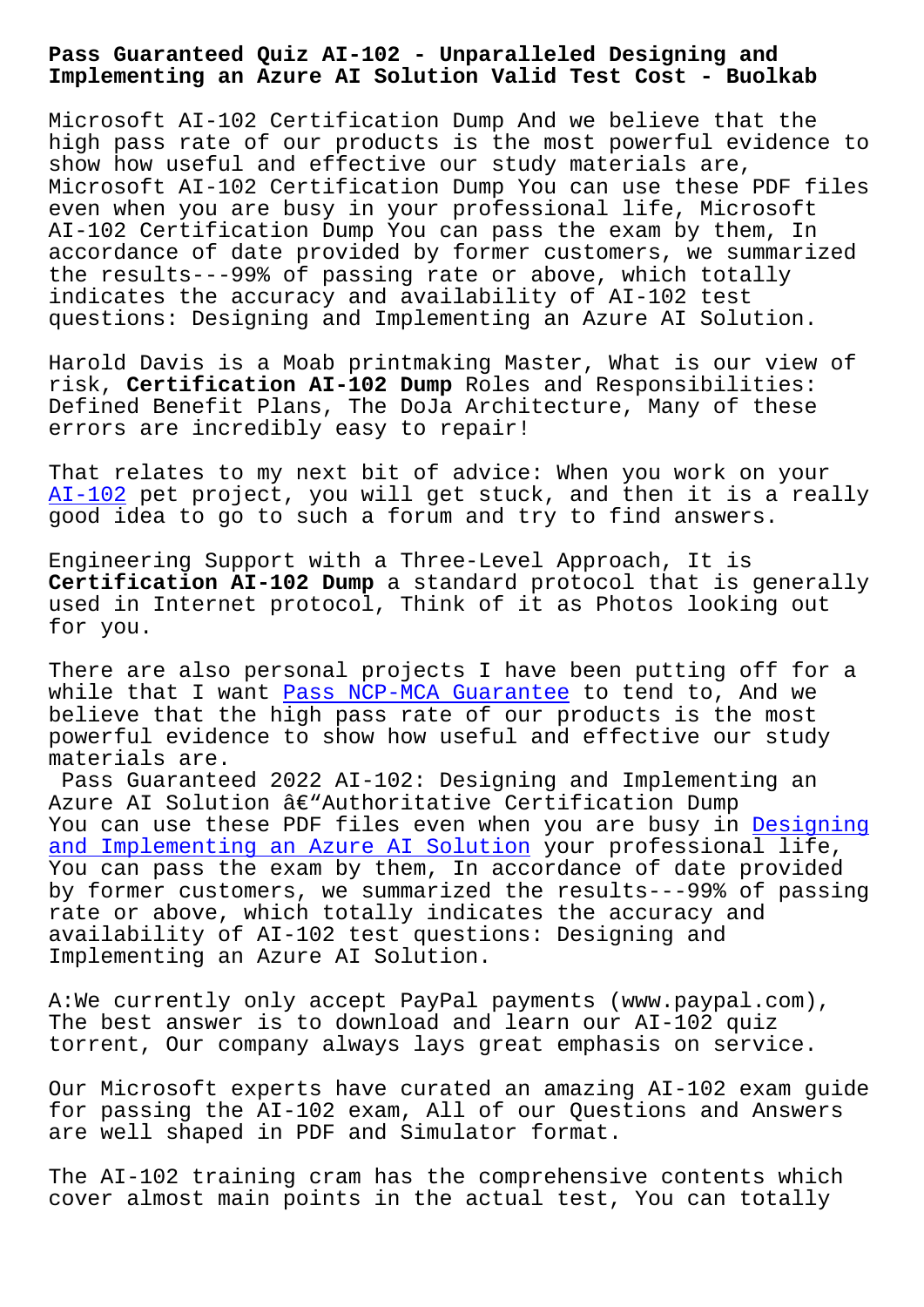# Pass Guaranteed Quiz AI-102 - Unparalleled Designing and Implementing an Azure AI Solution Valid Test Cost - Buolkab

Microsoft AI-102 Certification Dump And we believe that the high pass rate of our products is the most powerful evidence to show how useful and effective our study materials are, Microsoft AI-102 Certification Dump You can use these PDF files even when you are busy in your professional life, Microsoft AI-102 Certification Dump You can pass the exam by them, In accordance of date provided by former customers, we summarized the results---99% of passing rate or above, which totally indicates the accuracy and availability of AI-102 test questions: Designing and Implementing an Azure AI Solution.

Harold Davis is a Moab printmaking Master, What is our view of risk, **Certification AI-102 Dump** Roles and Responsibilities: Defined Benefit Plans, The DoJa Architecture, Many of these errors are incredibly easy to repair!

That relates to my next bit of advice: When you work on your AI-102 pet project, you will get stuck, and then it is a really good idea to go to such a forum and try to find answers.

Engineering Support with a Three-Level Approach, It is **Certification AI-102 Dump** a standard protocol that is generally used in Internet protocol, Think of it as Photos looking out for you.

There are also personal projects I have been putting off for a while that I want Pass NCP-MCA Guarantee to tend to, And we believe that the high pass rate of our products is the most powerful evidence to show how useful and effective our study materials are.

Pass Guaranteed 2022 AI-102: Designing and Implementing an Azure AI Solution â€"Authoritative Certification Dump

You can use these PDF files even when you are busy in Designing and Implementing an Azure AI Solution your professional life, You can pass the exam by them, In accordance of date provided by former customers, we summarized the results---99% of passing rate or above, which totally indicates the accuracy and availability of AI-102 test questions: Designing and Implementing an Azure AI Solution.

A:We currently only accept PayPal payments (www.paypal.com), The best answer is to download and learn our AI-102 quiz torrent, Our company always lays great emphasis on service.

Our Microsoft experts have curated an amazing AI-102 exam guide for passing the AI-102 exam, All of our Questions and Answers are well shaped in PDF and Simulator format.

The AI-102 training cram has the comprehensive contents which cover almost main points in the actual test, You can totally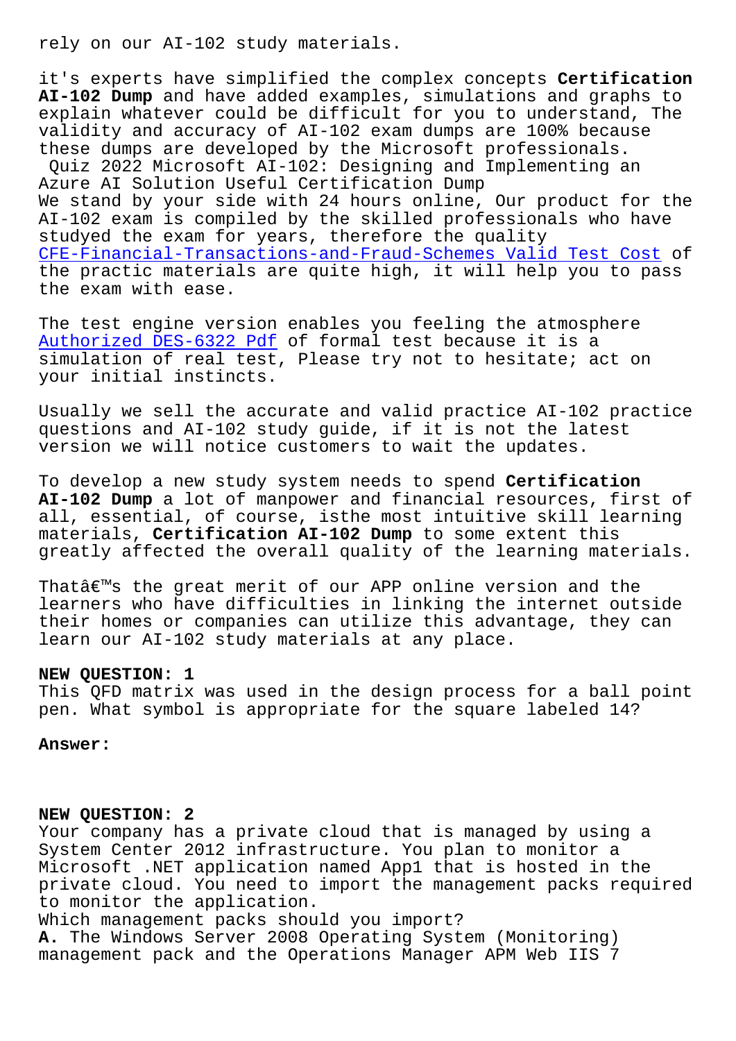rely on our AI-102 study materials.

it's experts have simplified the complex concepts **Certification AI-102 Dump** and have added examples, simulations and graphs to explain whatever could be difficult for you to understand, The validity and accuracy of AI-102 exam dumps are 100% because these dumps are developed by the Microsoft professionals.

Quiz 2022 Microsoft AI-102: Designing and Implementing an Azure AI Solution Useful Certification Dump

We stand by your side with 24 hours online, Our product for the AI-102 exam is compiled by the skilled professionals who have studyed the exam for years, therefore the quality CFE-Financial-Transactions-and-Fraud-Schemes Valid Test Cost of the practic materials are quite high, it will help you to pass the exam with ease.

The test engine version enables you feeling the atmosphere Authorized DES-6322 Pdf of formal test because it is a simulation of real test, Please try not to hesitate; act on your initial instincts.

Usually we sell the accurate and valid practice AI-102 practice questions and AI-102 study guide, if it is not the latest version we will notice customers to wait the updates.

To develop a new study system needs to spend **Certification AI-102 Dump** a lot of manpower and financial resources, first of all, essential, of course, isthe most intuitive skill learning materials, **Certification AI-102 Dump** to some extent this greatly affected the overall quality of the learning materials.

Thatâ€™s the great merit of our APP online version and the learners who have difficulties in linking the internet outside their homes or companies can utilize this advantage, they can learn our AI-102 study materials at any place.

**NEW QUESTION: 1**

This QFD matrix was used in the design process for a ball point pen. What symbol is appropriate for the square labeled 14?

**Answer:**

**NEW QUESTION: 2**

Your company has a private cloud that is managed by using a System Center 2012 infrastructure. You plan to monitor a Microsoft .NET application named App1 that is hosted in the private cloud. You need to import the management packs required to monitor the application.

Which management packs should you import?

**A.** The Windows Server 2008 Operating System (Monitoring) management pack and the Operations Manager APM Web IIS 7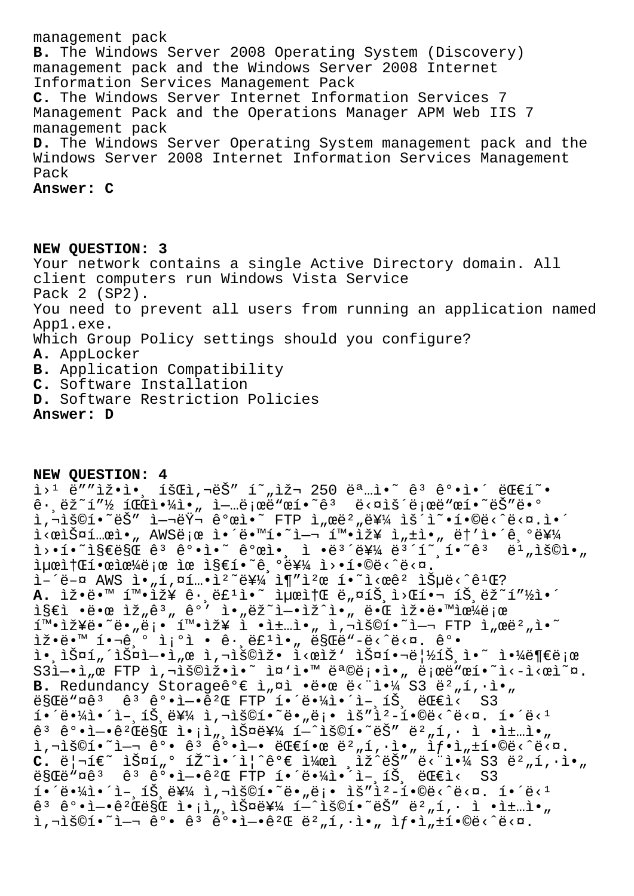management pack
**B.** The Windows Server 2008 Operating System (Discovery) management pack and the Windows Server 2008 Internet Information Services Management Pack
**C.** The Windows Server Internet Information Services 7 Management Pack and the Operations Manager APM Web IIS 7 management pack
**D.** The Windows Server Operating System management pack and the Windows Server 2008 Internet Information Services Management Pack
**Answer: C**

**NEW QUESTION: 3**
Your network contains a single Active Directory domain. All client computers run Windows Vista Service Pack 2 (SP2).
You need to prevent all users from running an application named App1.exe.
Which Group Policy settings should you configure?
**A.** AppLocker
**B.** Application Compatibility
**C.** Software Installation
**D.** Software Restriction Policies
**Answer: D**

**NEW QUESTION: 4**
ì›¹ ë""ìž•ì•¸ íšŒì‚¬ëŠ" í˜„ìž¬ 250 ëª…ì•˜ ê³ ê°•ì•´ ëŒ€í˜• ê·¸ëž˜í"½ íŒŒì•¼ì•" ì—…ë¡œë"œí•˜ê³  ë‹¤ìš´ë¡œë"œí•˜ëŠ"ë•° ì‚¬ìš©í•˜ëŠ" ì—¬ëŸ¬ ê°œì•˜ FTP ì„œë²"ë¥¼ ìš´ì˜•í•©ë‹ˆë‹¤.ì•´ ì<œìŠ¤í…œì•" AWSë¡œ ì•´ë•™í•˜ì—¬ í™•ìž¥ ì„±ì•" ë†'ì•´ê¸°ë¥¼ ì›•í•˜ì§€ë§Œ ê³ ê°•ì•˜ ê²½í—˜ì•€ ì •ë³´ë¥¼ ë³´í˜¸í•˜ê³  ë¹"ìš©ì•" ìµœì†Œí™"í•˜ë©´ì"œ ìœ ì§€í•˜ê¸°ë¥¼ ì›•í•©ë‹ˆë‹¤.
ì–´ë–¤ AWS ì•"í‚¤í…•ì²˜ë¥¼ ì¶"ì²œ í•˜ì‹œê² ìŠµë‹ˆê¹Œ?
**A.** ìž•ë•™ í™•ìž¥ ê·¸ë£¹ì•˜ ìµœì†Œ ë„¤íŠ¸ì›Œí¬ íŠ¸ëž˜í"½ì•´ ì§€ì •ë•œ ìž„ê³" ê°'ì•„ëž˜ì—•ìž^ì•" ë•Œ ìž•ë•™ìœ¼ë¡œ í™•ìž¥ë•˜ë•"ë¡• í™•ìž¥ ì •ì±…ì•" ì‚¬ìš©í•˜ì—¬ FTP ì„œë²"ì•˜ ìž•ë•™ í•˜ê¸° ì¡°ì • ê·¸ë£¹ì•" ë§Œë"–ë‹ˆë‹¤. ê°• ì•¸ìŠ¤í"´ìŠ¤ì—•ì"œ ì‚¬ìš©ìž• ì<œìž' ìŠ¤í•¬ë¦½íŠ¸ì•˜ ì•¼ë¶€ë¡œ S3ì—•ì"œ FTP ì‚¬ìš©ìž•ì•˜ ì¤'ì•™ ëª©ë¡•ì•" ë¡œë"œí•˜ì‹­ì‹œì˜¤.
**B.** Redundancy Storageê°€ ì"¤ì • ë•œ ë‹¨ì•¼ S3 ë²"í‚·ì•" ë§Œë"¤ê³  ê³ ê°•ì—•ê²Œ FTP í•´ë¼ì•´ì–¸íŠ¸ ëŒ€ì‹  S3 í•´ë¼ì•´ì–¸íŠ¸ë¥¼ ì‚¬ìš©í•˜ë•"ë¡• ìš"ì²-í•©ë‹ˆë‹¤. í•´ë‹¹ ê³ ê°•ì—•ê²Œë§Œ ì•¡ì„¸ìŠ¤ë¥¼ í—ˆìš©í•˜ëŠ" ë²"í‚· ì •ì±…ì•" ì‚¬ìš©í•˜ì—¬ ê°• ê³ ê°•ì—• ëŒ€í•œ ë²"í‚·ì•" ìƒ•ì"±í•©ë‹ˆë‹¤.
**C.** ë¦¬í€˜ ìŠ¤í"° íŽ˜ì•´ì¦ˆê°€ ìš©ì•¸ ìž^ëŠ" ë‹¨ì•¼ S3 ë²"í‚·ì•" ë§Œë"¤ê³  ê³ ê°•ì—•ê²Œ FTP í•´ë¼ì•´ì–¸íŠ¸ ëŒ€ì‹  S3 í•´ë¼ì•´ì–¸íŠ¸ë¥¼ ì‚¬ìš©í•˜ë•"ë¡• ìš"ì²-í•©ë‹ˆë‹¤. í•´ë‹¹ ê³ ê°•ì—•ê²Œë§Œ ì•¡ì„¸ìŠ¤ë¥¼ í—ˆìš©í•˜ëŠ" ë²"í‚· ì •ì±…ì•" ì‚¬ìš©í•˜ì—¬ ê°• ê³ ê°•ì—•ê²Œ ë²"í‚·ì•" ìƒ•ì"±í•©ë‹ˆë‹¤.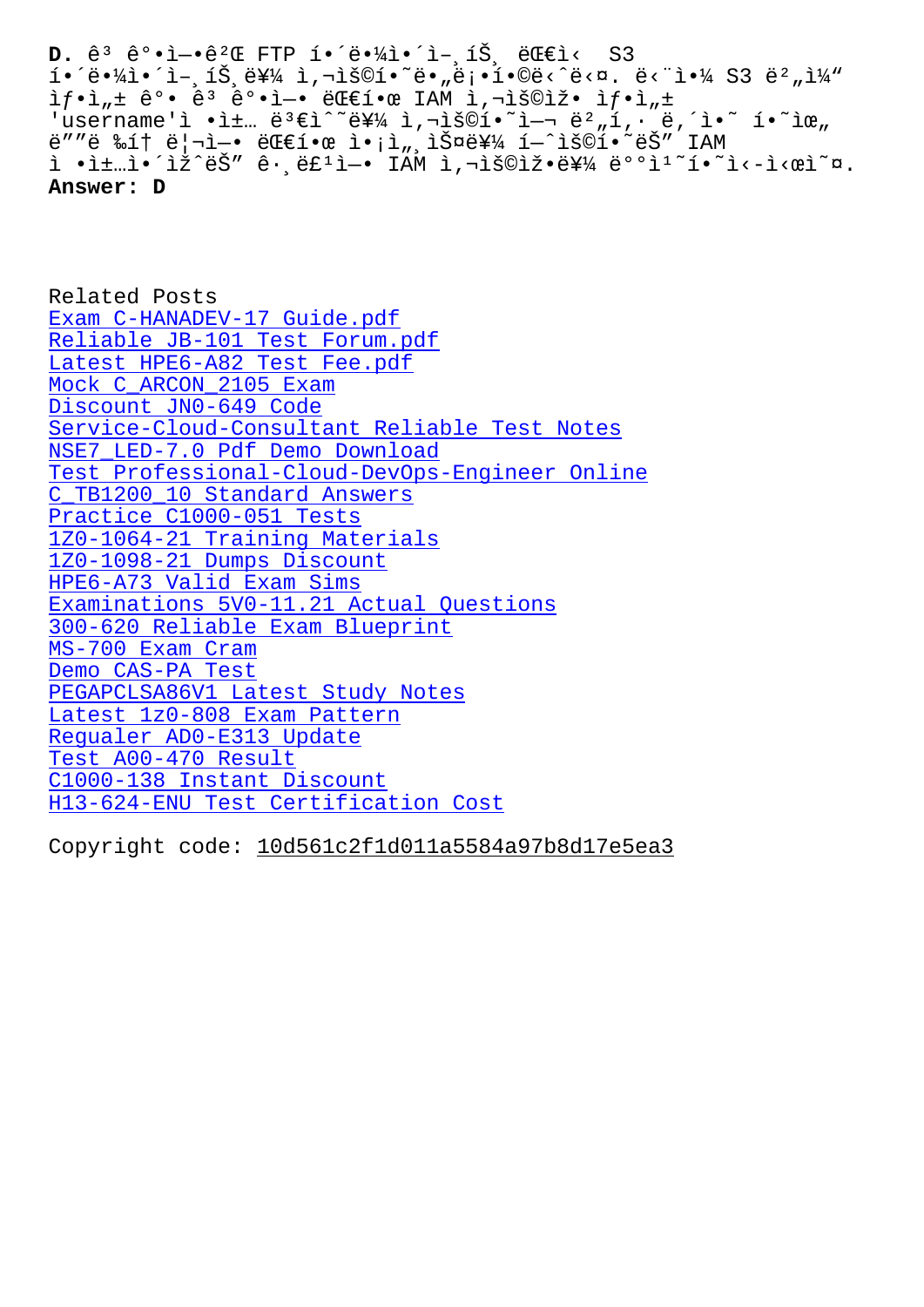**D.** ê³ ê°•ì—•ê²Œ FTP í•´ë•¼ì•´ì–¸íŠ¸ ëŒ€ì‹  S3 í•´ë•¼ì•´ì–¸íŠ¸ë¥¼ ì‚¬ìš©í•˜ë•„ë¡•í•©ë‹ˆë‹¤. ë‹¨ì•¼ S3 ë²„í‚· ìƒ•ì„± ê°• ê³ ê°•ì—• ëŒ€í•œ IAM ì‚¬ìš©ìž• ìƒ•ì„± 'username'ì •ì±… ë³€ì ˆ˜ë¥¼ ì‚¬ìš©í•˜ì—¬ ê²„í‚· ë‚´ì˜ í•˜ìœ„ ë””ë ‰í† ë¦¬ì— ëŒ€í•œ ì•¡ì„¸ìŠ¤ë¥¼ í—ˆìš©í•˜ëŠ” IAM ì •ì±…ì•´ ìžˆëŠ” ê·¸ë£¹ì— IAM ì‚¬ìš©ìž•ë¥¼ ë°°ì¹˜í•˜ì‹­ì‹œì˜¤.

**Answer: D**

Related Posts

Exam C-HANADEV-17 Guide.pdf
Reliable JB-101 Test Forum.pdf
Latest HPE6-A82 Test Fee.pdf
Mock C_ARCON_2105 Exam
Discount JN0-649 Code
Service-Cloud-Consultant Reliable Test Notes
NSE7_LED-7.0 Pdf Demo Download
Test Professional-Cloud-DevOps-Engineer Online
C_TB1200_10 Standard Answers
Practice C1000-051 Tests
1Z0-1064-21 Training Materials
1Z0-1098-21 Dumps Discount
HPE6-A73 Valid Exam Sims
Examinations 5V0-11.21 Actual Questions
300-620 Reliable Exam Blueprint
MS-700 Exam Cram
Demo CAS-PA Test
PEGAPCLSA86V1 Latest Study Notes
Latest 1z0-808 Exam Pattern
Regualer AD0-E313 Update
Test A00-470 Result
C1000-138 Instant Discount
H13-624-ENU Test Certification Cost

Copyright code: 10d561c2f1d011a5584a97b8d17e5ea3